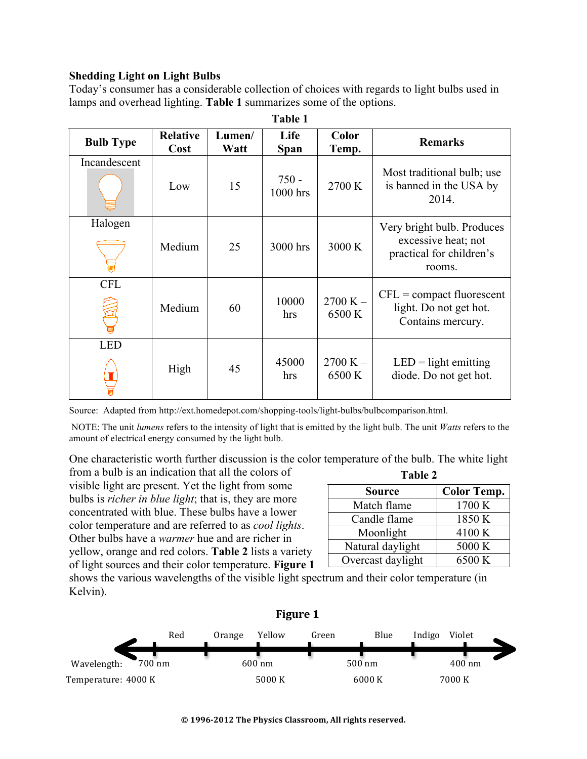## Shedding Light on Light Bulbs

Today's consumer has a considerable collection of choices with regards to light bulbs used in lamps and overhead lighting. **Table 1** summarizes some of the options.

**Table 1**

| Bulb Type | Relative Cost | Lumen/Watt | Life Span | Color Temp. | Remarks |
|---|---|---|---|---|---|
| Incandescent | Low | 15 | 750 - 1000 hrs | 2700 K | Most traditional bulb; use is banned in the USA by 2014. |
| Halogen | Medium | 25 | 3000 hrs | 3000 K | Very bright bulb. Produces excessive heat; not practical for children's rooms. |
| CFL | Medium | 60 | 10000 hrs | 2700 K – 6500 K | CFL = compact fluorescent light. Do not get hot. Contains mercury. |
| LED | High | 45 | 45000 hrs | 2700 K – 6500 K | LED = light emitting diode. Do not get hot. |

Source: Adapted from http://ext.homedepot.com/shopping-tools/light-bulbs/bulbcomparison.html.

NOTE: The unit *lumens* refers to the intensity of light that is emitted by the light bulb. The unit *Watts* refers to the amount of electrical energy consumed by the light bulb.

One characteristic worth further discussion is the color temperature of the bulb. The white light from a bulb is an indication that all the colors of visible light are present. Yet the light from some bulbs is *richer in blue light*; that is, they are more concentrated with blue. These bulbs have a lower color temperature and are referred to as *cool lights*. Other bulbs have a *warmer* hue and are richer in yellow, orange and red colors. **Table 2** lists a variety of light sources and their color temperature. **Figure 1** shows the various wavelengths of the visible light spectrum and their color temperature (in Kelvin).

**Table 2**

| Source | Color Temp. |
|---|---|
| Match flame | 1700 K |
| Candle flame | 1850 K |
| Moonlight | 4100 K |
| Natural daylight | 5000 K |
| Overcast daylight | 6500 K |

**Figure 1**

Red, Orange, Yellow, Green, Blue, Indigo, Violet

Wavelength: 700 nm, 600 nm, 500 nm, 400 nm

Temperature: 4000 K, 5000 K, 6000 K, 7000 K

© 1996-2012 The Physics Classroom, All rights reserved.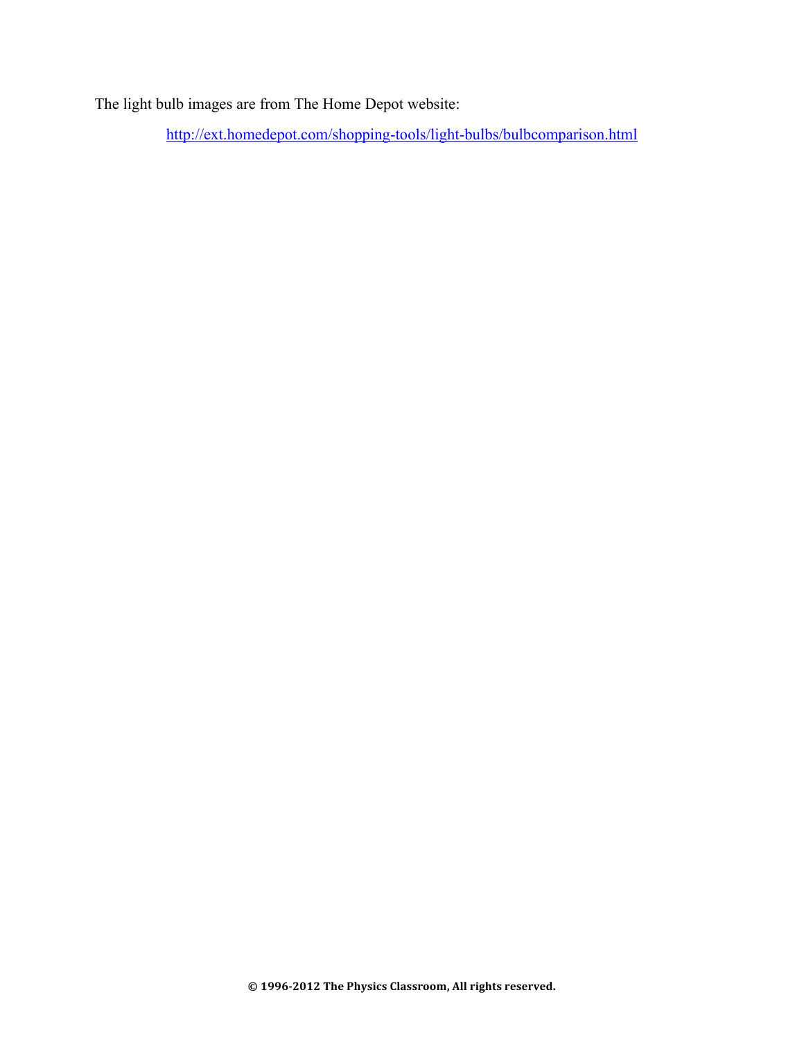The light bulb images are from The Home Depot website:

http://ext.homedepot.com/shopping-tools/light-bulbs/bulbcomparison.html

© 1996-2012 The Physics Classroom, All rights reserved.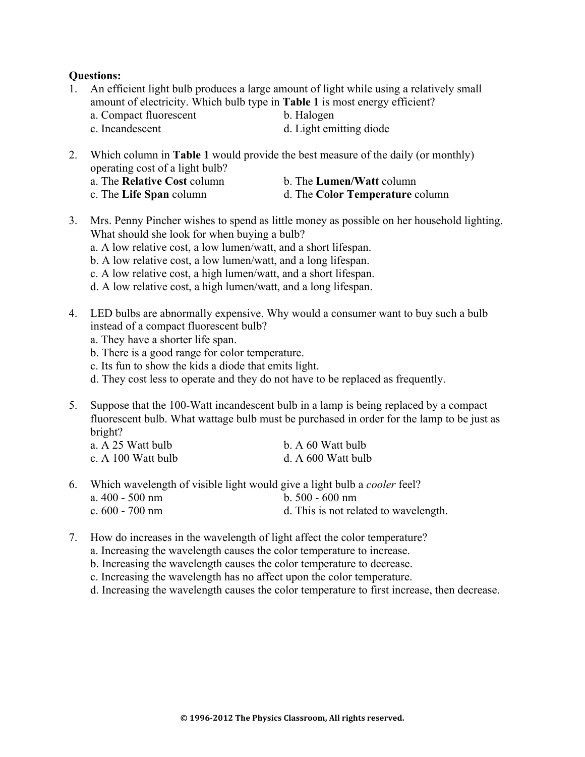**Questions:**

1. An efficient light bulb produces a large amount of light while using a relatively small amount of electricity. Which bulb type in **Table 1** is most energy efficient?

   a. Compact fluorescent
   b. Halogen
   c. Incandescent
   d. Light emitting diode

2. Which column in **Table 1** would provide the best measure of the daily (or monthly) operating cost of a light bulb?

   a. The **Relative Cost** column
   b. The **Lumen/Watt** column
   c. The **Life Span** column
   d. The **Color Temperature** column

3. Mrs. Penny Pincher wishes to spend as little money as possible on her household lighting. What should she look for when buying a bulb?

   a. A low relative cost, a low lumen/watt, and a short lifespan.
   b. A low relative cost, a low lumen/watt, and a long lifespan.
   c. A low relative cost, a high lumen/watt, and a short lifespan.
   d. A low relative cost, a high lumen/watt, and a long lifespan.

4. LED bulbs are abnormally expensive. Why would a consumer want to buy such a bulb instead of a compact fluorescent bulb?

   a. They have a shorter life span.
   b. There is a good range for color temperature.
   c. Its fun to show the kids a diode that emits light.
   d. They cost less to operate and they do not have to be replaced as frequently.

5. Suppose that the 100-Watt incandescent bulb in a lamp is being replaced by a compact fluorescent bulb. What wattage bulb must be purchased in order for the lamp to be just as bright?

   a. A 25 Watt bulb
   b. A 60 Watt bulb
   c. A 100 Watt bulb
   d. A 600 Watt bulb

6. Which wavelength of visible light would give a light bulb a *cooler* feel?

   a. 400 - 500 nm
   b. 500 - 600 nm
   c. 600 - 700 nm
   d. This is not related to wavelength.

7. How do increases in the wavelength of light affect the color temperature?

   a. Increasing the wavelength causes the color temperature to increase.
   b. Increasing the wavelength causes the color temperature to decrease.
   c. Increasing the wavelength has no affect upon the color temperature.
   d. Increasing the wavelength causes the color temperature to first increase, then decrease.

© 1996-2012 The Physics Classroom, All rights reserved.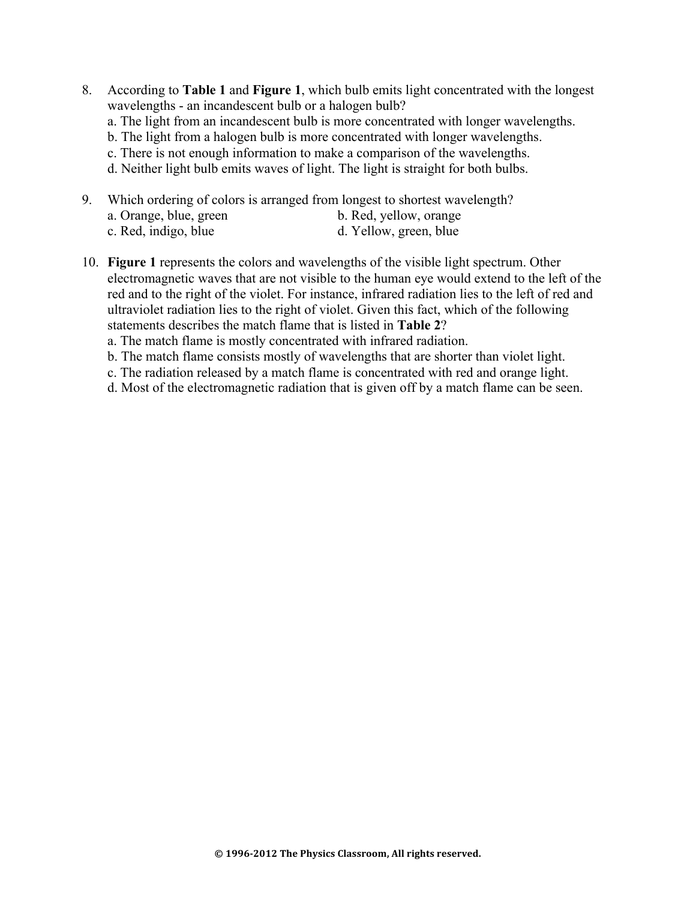8. According to **Table 1** and **Figure 1**, which bulb emits light concentrated with the longest wavelengths - an incandescent bulb or a halogen bulb?
   a. The light from an incandescent bulb is more concentrated with longer wavelengths.
   b. The light from a halogen bulb is more concentrated with longer wavelengths.
   c. There is not enough information to make a comparison of the wavelengths.
   d. Neither light bulb emits waves of light. The light is straight for both bulbs.

9. Which ordering of colors is arranged from longest to shortest wavelength?
   a. Orange, blue, green
   b. Red, yellow, orange
   c. Red, indigo, blue
   d. Yellow, green, blue

10. **Figure 1** represents the colors and wavelengths of the visible light spectrum. Other electromagnetic waves that are not visible to the human eye would extend to the left of the red and to the right of the violet. For instance, infrared radiation lies to the left of red and ultraviolet radiation lies to the right of violet. Given this fact, which of the following statements describes the match flame that is listed in **Table 2**?
    a. The match flame is mostly concentrated with infrared radiation.
    b. The match flame consists mostly of wavelengths that are shorter than violet light.
    c. The radiation released by a match flame is concentrated with red and orange light.
    d. Most of the electromagnetic radiation that is given off by a match flame can be seen.

**© 1996-2012 The Physics Classroom, All rights reserved.**